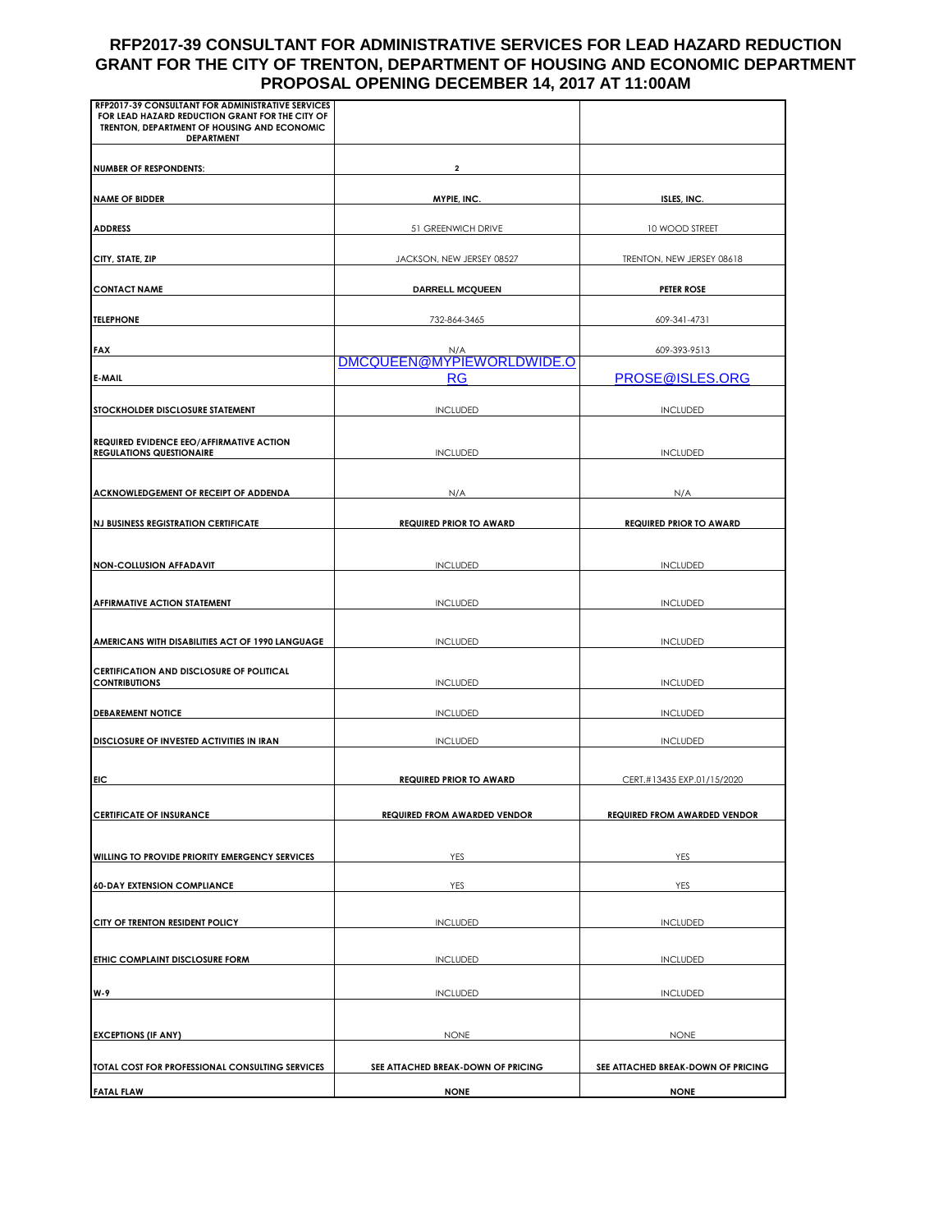# RFP2017-39 CONSULTANT FOR ADMINISTRATIVE SERVICES FOR LEAD HAZARD REDUCTION GRANT FOR THE CITY OF TRENTON, DEPARTMENT OF HOUSING AND ECONOMIC DEPARTMENT PROPOSAL OPENING DECEMBER 14, 2017 AT 11:00AM

| RFP2017-39 CONSULTANT FOR ADMINISTRATIVE SERVICES FOR LEAD HAZARD REDUCTION GRANT FOR THE CITY OF TRENTON, DEPARTMENT OF HOUSING AND ECONOMIC DEPARTMENT | | |
|---|---|---|
| NUMBER OF RESPONDENTS: | 2 | |
| NAME OF BIDDER | MYPIE, INC. | ISLES, INC. |
| ADDRESS | 51 GREENWICH DRIVE | 10 WOOD STREET |
| CITY, STATE, ZIP | JACKSON, NEW JERSEY 08527 | TRENTON, NEW JERSEY 08618 |
| CONTACT NAME | DARRELL MCQUEEN | PETER ROSE |
| TELEPHONE | 732-864-3465 | 609-341-4731 |
| FAX | N/A | 609-393-9513 |
| E-MAIL | DMCQUEEN@MYPIEWORLDWIDE.ORG | PROSE@ISLES.ORG |
| STOCKHOLDER DISCLOSURE STATEMENT | INCLUDED | INCLUDED |
| REQUIRED EVIDENCE EEO/AFFIRMATIVE ACTION REGULATIONS QUESTIONAIRE | INCLUDED | INCLUDED |
| ACKNOWLEDGEMENT OF RECEIPT OF ADDENDA | N/A | N/A |
| NJ BUSINESS REGISTRATION CERTIFICATE | REQUIRED PRIOR TO AWARD | REQUIRED PRIOR TO AWARD |
| NON-COLLUSION AFFADAVIT | INCLUDED | INCLUDED |
| AFFIRMATIVE ACTION STATEMENT | INCLUDED | INCLUDED |
| AMERICANS WITH DISABILITIES ACT OF 1990 LANGUAGE | INCLUDED | INCLUDED |
| CERTIFICATION AND DISCLOSURE OF POLITICAL CONTRIBUTIONS | INCLUDED | INCLUDED |
| DEBAREMENT NOTICE | INCLUDED | INCLUDED |
| DISCLOSURE OF INVESTED ACTIVITIES IN IRAN | INCLUDED | INCLUDED |
| EIC | REQUIRED PRIOR TO AWARD | CERT.#13435 EXP.01/15/2020 |
| CERTIFICATE OF INSURANCE | REQUIRED FROM AWARDED VENDOR | REQUIRED FROM AWARDED VENDOR |
| WILLING TO PROVIDE PRIORITY EMERGENCY SERVICES | YES | YES |
| 60-DAY EXTENSION COMPLIANCE | YES | YES |
| CITY OF TRENTON RESIDENT POLICY | INCLUDED | INCLUDED |
| ETHIC COMPLAINT DISCLOSURE FORM | INCLUDED | INCLUDED |
| W-9 | INCLUDED | INCLUDED |
| EXCEPTIONS (IF ANY) | NONE | NONE |
| TOTAL COST FOR PROFESSIONAL CONSULTING SERVICES | SEE ATTACHED BREAK-DOWN OF PRICING | SEE ATTACHED BREAK-DOWN OF PRICING |
| FATAL FLAW | NONE | NONE |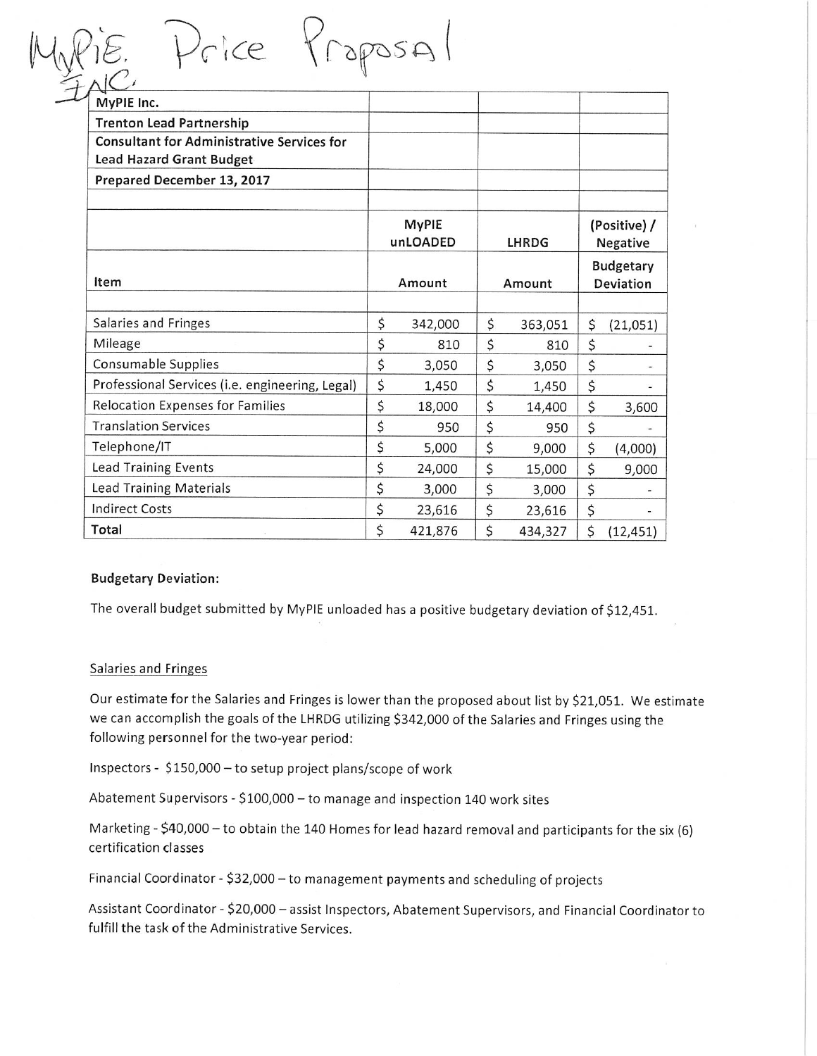MyPIE Price Proposal INC.

| MyPIE Inc. | | | |
|---|---|---|---|
| Trenton Lead Partnership | | | |
| Consultant for Administrative Services for Lead Hazard Grant Budget | | | |
| Prepared December 13, 2017 | | | |
| | | | |
| | MyPIE unLOADED | LHRDG | (Positive) / Negative |
| Item | Amount | Amount | Budgetary Deviation |
| | | | |
| Salaries and Fringes | $ 342,000 | $ 363,051 | $ (21,051) |
| Mileage | $ 810 | $ 810 | $ - |
| Consumable Supplies | $ 3,050 | $ 3,050 | $ - |
| Professional Services (i.e. engineering, Legal) | $ 1,450 | $ 1,450 | $ - |
| Relocation Expenses for Families | $ 18,000 | $ 14,400 | $ 3,600 |
| Translation Services | $ 950 | $ 950 | $ - |
| Telephone/IT | $ 5,000 | $ 9,000 | $ (4,000) |
| Lead Training Events | $ 24,000 | $ 15,000 | $ 9,000 |
| Lead Training Materials | $ 3,000 | $ 3,000 | $ - |
| Indirect Costs | $ 23,616 | $ 23,616 | $ - |
| **Total** | $ 421,876 | $ 434,327 | $ (12,451) |

**Budgetary Deviation:**

The overall budget submitted by MyPIE unloaded has a positive budgetary deviation of $12,451.

Salaries and Fringes

Our estimate for the Salaries and Fringes is lower than the proposed about list by $21,051. We estimate we can accomplish the goals of the LHRDG utilizing $342,000 of the Salaries and Fringes using the following personnel for the two-year period:

Inspectors - $150,000 – to setup project plans/scope of work

Abatement Supervisors - $100,000 – to manage and inspection 140 work sites

Marketing - $40,000 – to obtain the 140 Homes for lead hazard removal and participants for the six (6) certification classes

Financial Coordinator - $32,000 – to management payments and scheduling of projects

Assistant Coordinator - $20,000 – assist Inspectors, Abatement Supervisors, and Financial Coordinator to fulfill the task of the Administrative Services.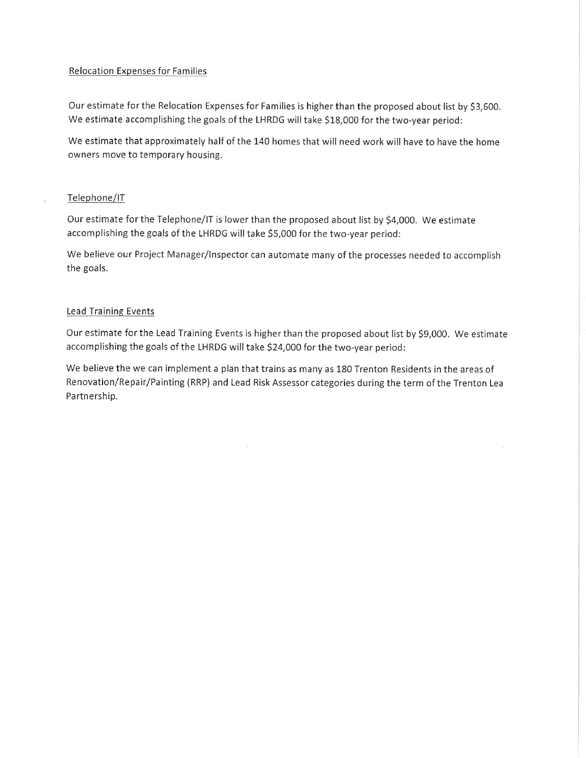Relocation Expenses for Families

Our estimate for the Relocation Expenses for Families is higher than the proposed about list by $3,600. We estimate accomplishing the goals of the LHRDG will take $18,000 for the two-year period:

We estimate that approximately half of the 140 homes that will need work will have to have the home owners move to temporary housing.

Telephone/IT

Our estimate for the Telephone/IT is lower than the proposed about list by $4,000. We estimate accomplishing the goals of the LHRDG will take $5,000 for the two-year period:

We believe our Project Manager/Inspector can automate many of the processes needed to accomplish the goals.

Lead Training Events

Our estimate for the Lead Training Events is higher than the proposed about list by $9,000. We estimate accomplishing the goals of the LHRDG will take $24,000 for the two-year period:

We believe the we can implement a plan that trains as many as 180 Trenton Residents in the areas of Renovation/Repair/Painting (RRP) and Lead Risk Assessor categories during the term of the Trenton Lea Partnership.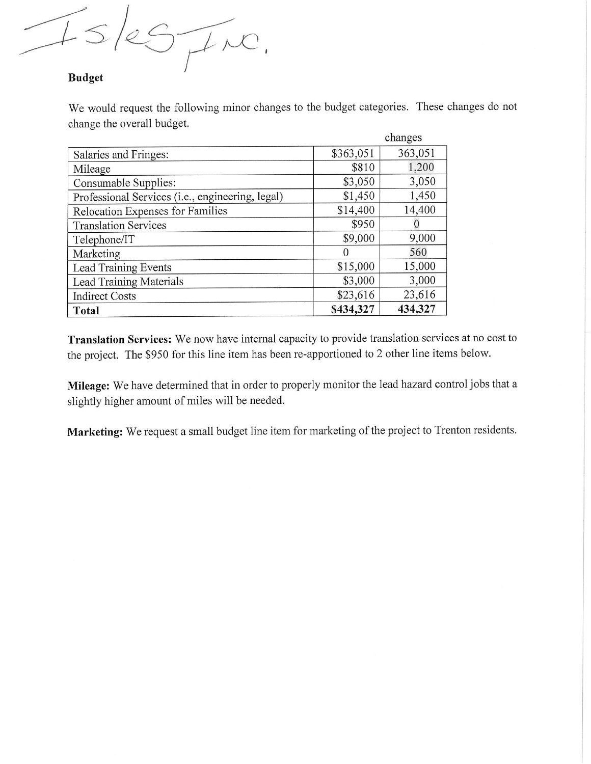Isles Inc.

**Budget**

We would request the following minor changes to the budget categories. These changes do not change the overall budget.

| | | changes |
|---|---|---|
| Salaries and Fringes: | $363,051 | 363,051 |
| Mileage | $810 | 1,200 |
| Consumable Supplies: | $3,050 | 3,050 |
| Professional Services (i.e., engineering, legal) | $1,450 | 1,450 |
| Relocation Expenses for Families | $14,400 | 14,400 |
| Translation Services | $950 | 0 |
| Telephone/IT | $9,000 | 9,000 |
| Marketing | 0 | 560 |
| Lead Training Events | $15,000 | 15,000 |
| Lead Training Materials | $3,000 | 3,000 |
| Indirect Costs | $23,616 | 23,616 |
| **Total** | **$434,327** | **434,327** |

**Translation Services:** We now have internal capacity to provide translation services at no cost to the project. The $950 for this line item has been re-apportioned to 2 other line items below.

**Mileage:** We have determined that in order to properly monitor the lead hazard control jobs that a slightly higher amount of miles will be needed.

**Marketing:** We request a small budget line item for marketing of the project to Trenton residents.